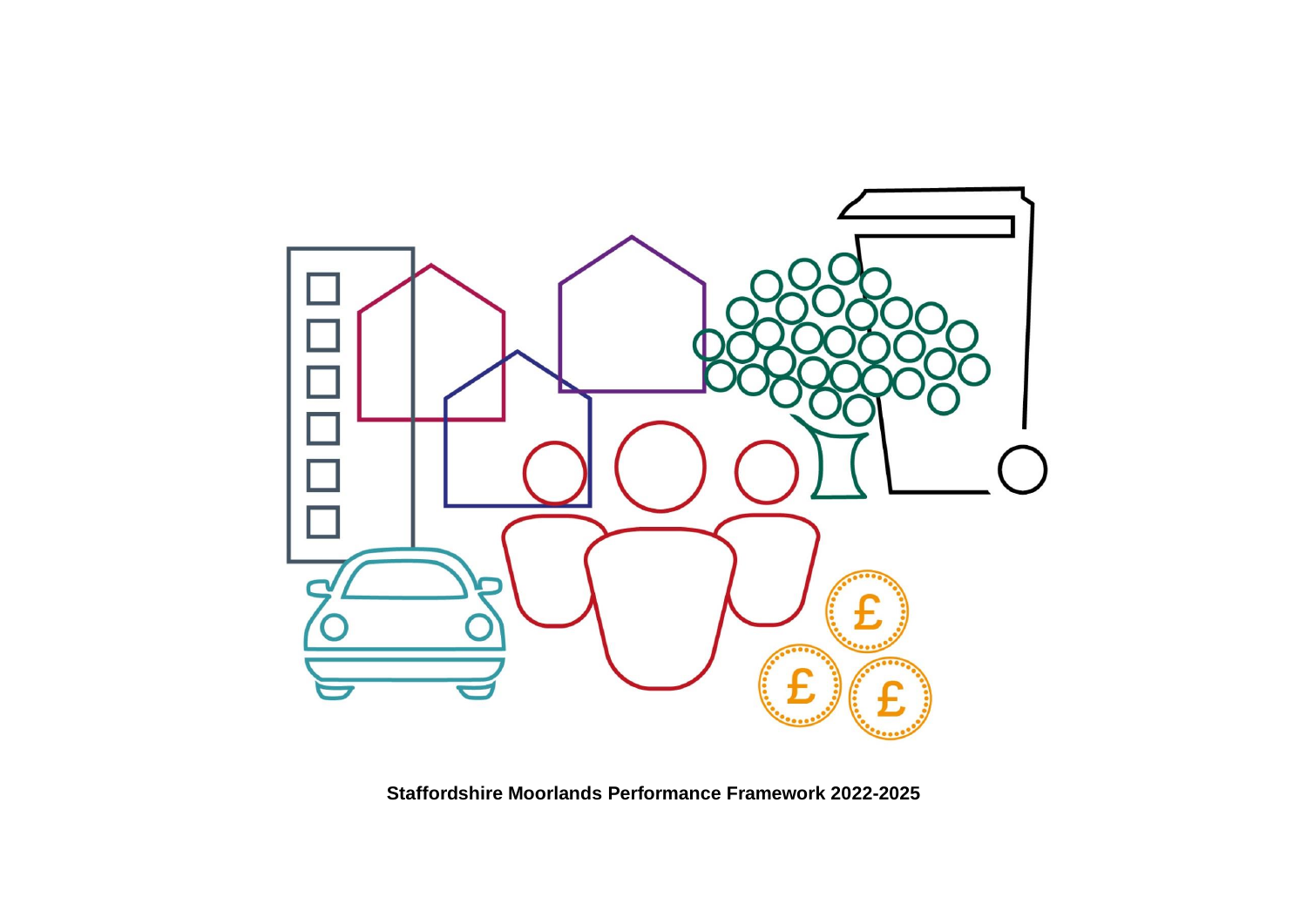**Staffordshire Moorlands Performance Framework 2022-2025**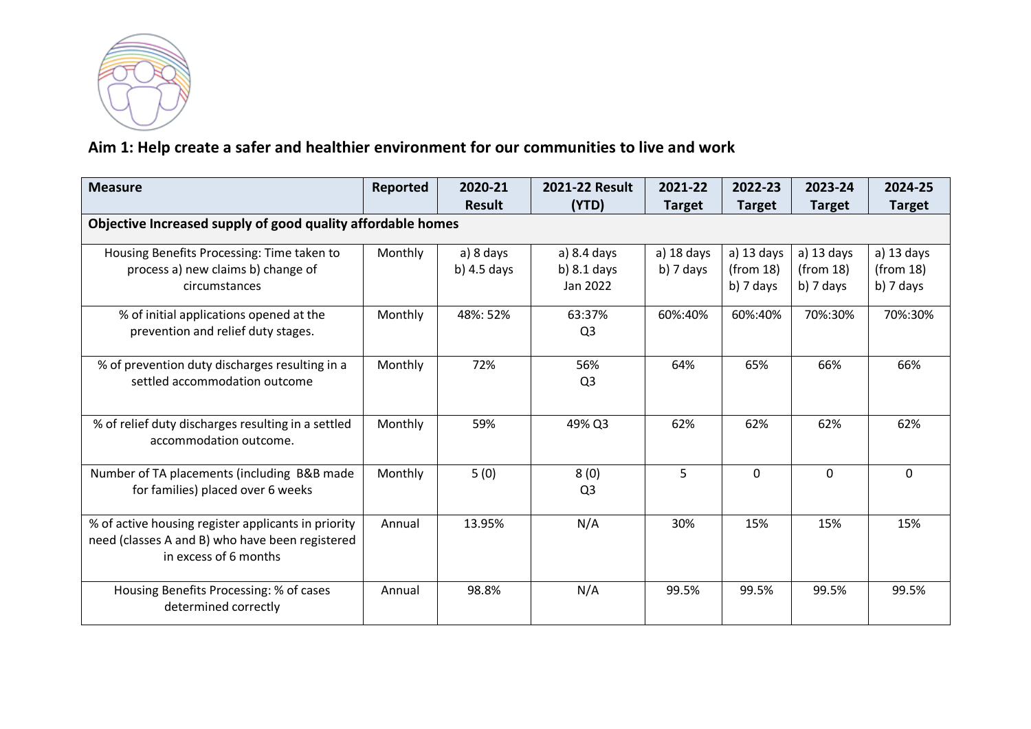## Aim 1: Help create a safer and healthier environment for our communities to live and work

| Measure | Reported | 2020-21 Result | 2021-22 Result (YTD) | 2021-22 Target | 2022-23 Target | 2023-24 Target | 2024-25 Target |
|---|---|---|---|---|---|---|---|
| **Objective Increased supply of good quality affordable homes** | | | | | | | |
| Housing Benefits Processing: Time taken to process a) new claims b) change of circumstances | Monthly | a) 8 days b) 4.5 days | a) 8.4 days b) 8.1 days Jan 2022 | a) 18 days b) 7 days | a) 13 days (from 18) b) 7 days | a) 13 days (from 18) b) 7 days | a) 13 days (from 18) b) 7 days |
| % of initial applications opened at the prevention and relief duty stages. | Monthly | 48%: 52% | 63:37% Q3 | 60%:40% | 60%:40% | 70%:30% | 70%:30% |
| % of prevention duty discharges resulting in a settled accommodation outcome | Monthly | 72% | 56% Q3 | 64% | 65% | 66% | 66% |
| % of relief duty discharges resulting in a settled accommodation outcome. | Monthly | 59% | 49% Q3 | 62% | 62% | 62% | 62% |
| Number of TA placements (including B&B made for families) placed over 6 weeks | Monthly | 5 (0) | 8 (0) Q3 | 5 | 0 | 0 | 0 |
| % of active housing register applicants in priority need (classes A and B) who have been registered in excess of 6 months | Annual | 13.95% | N/A | 30% | 15% | 15% | 15% |
| Housing Benefits Processing: % of cases determined correctly | Annual | 98.8% | N/A | 99.5% | 99.5% | 99.5% | 99.5% |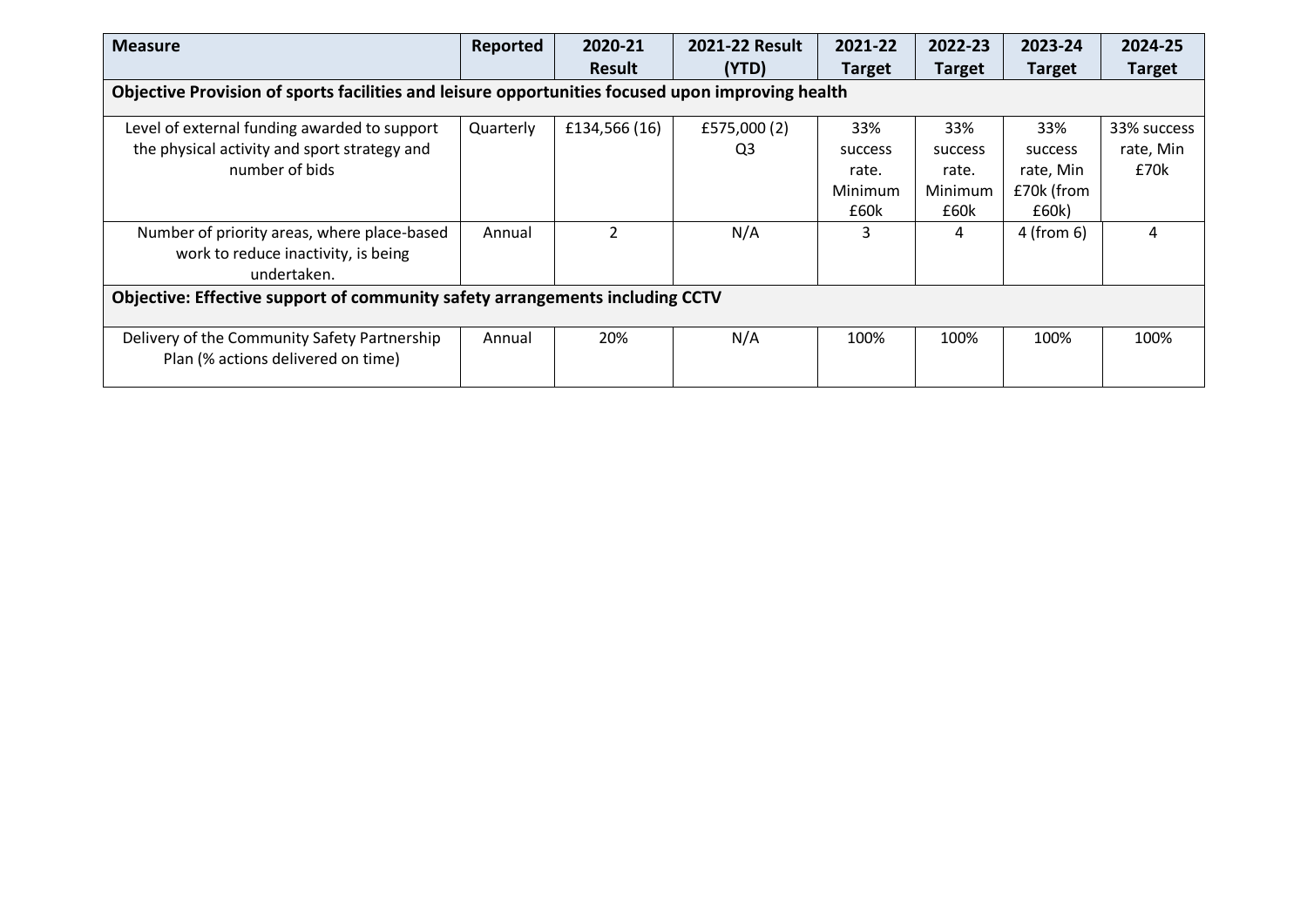| Measure | Reported | 2020-21 Result | 2021-22 Result (YTD) | 2021-22 Target | 2022-23 Target | 2023-24 Target | 2024-25 Target |
|---|---|---|---|---|---|---|---|
| **Objective Provision of sports facilities and leisure opportunities focused upon improving health** | | | | | | | |
| Level of external funding awarded to support the physical activity and sport strategy and number of bids | Quarterly | £134,566 (16) | £575,000 (2) Q3 | 33% success rate. Minimum £60k | 33% success rate. Minimum £60k | 33% success rate, Min £70k (from £60k) | 33% success rate, Min £70k |
| Number of priority areas, where place-based work to reduce inactivity, is being undertaken. | Annual | 2 | N/A | 3 | 4 | 4 (from 6) | 4 |
| **Objective: Effective support of community safety arrangements including CCTV** | | | | | | | |
| Delivery of the Community Safety Partnership Plan (% actions delivered on time) | Annual | 20% | N/A | 100% | 100% | 100% | 100% |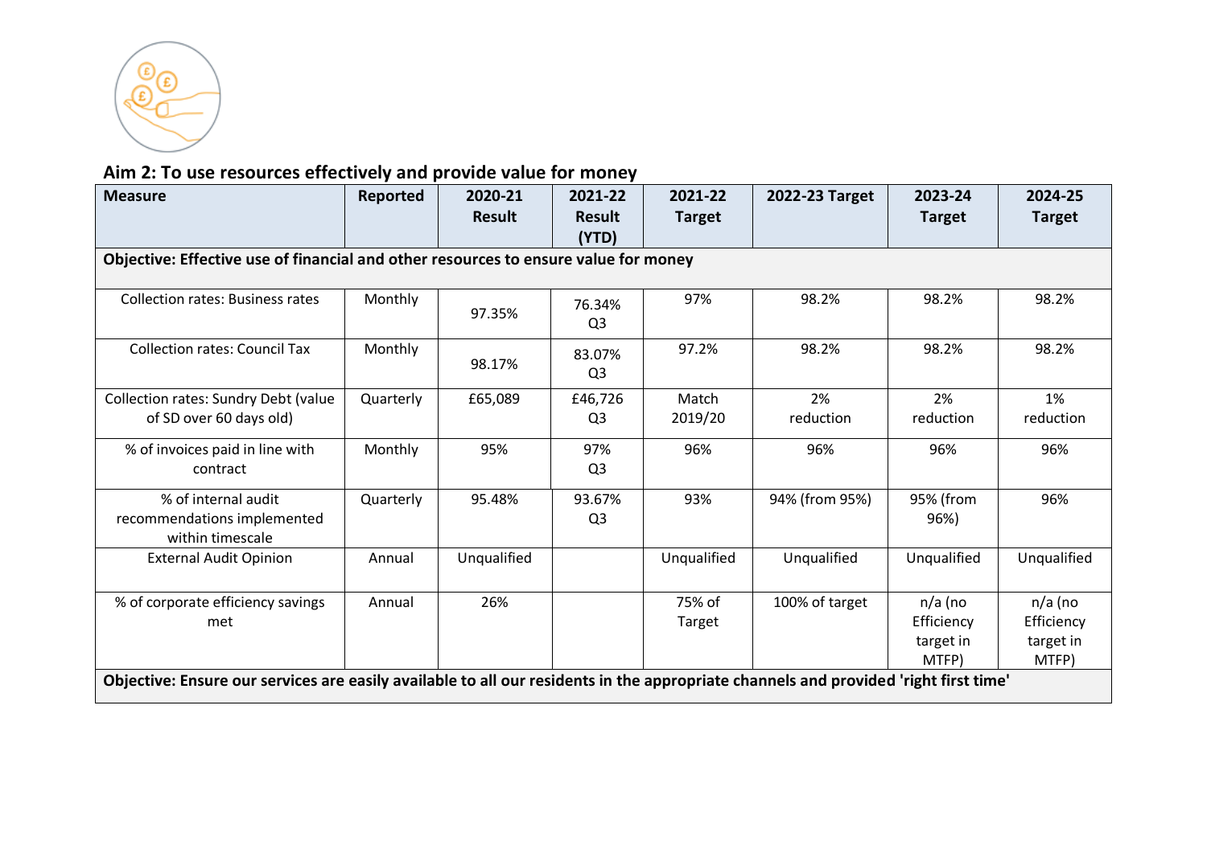## Aim 2: To use resources effectively and provide value for money

| Measure | Reported | 2020-21 Result | 2021-22 Result (YTD) | 2021-22 Target | 2022-23 Target | 2023-24 Target | 2024-25 Target |
|---|---|---|---|---|---|---|---|
| **Objective: Effective use of financial and other resources to ensure value for money** | | | | | | | |
| Collection rates: Business rates | Monthly | 97.35% | 76.34% Q3 | 97% | 98.2% | 98.2% | 98.2% |
| Collection rates: Council Tax | Monthly | 98.17% | 83.07% Q3 | 97.2% | 98.2% | 98.2% | 98.2% |
| Collection rates: Sundry Debt (value of SD over 60 days old) | Quarterly | £65,089 | £46,726 Q3 | Match 2019/20 | 2% reduction | 2% reduction | 1% reduction |
| % of invoices paid in line with contract | Monthly | 95% | 97% Q3 | 96% | 96% | 96% | 96% |
| % of internal audit recommendations implemented within timescale | Quarterly | 95.48% | 93.67% Q3 | 93% | 94% (from 95%) | 95% (from 96%) | 96% |
| External Audit Opinion | Annual | Unqualified | | Unqualified | Unqualified | Unqualified | Unqualified |
| % of corporate efficiency savings met | Annual | 26% | | 75% of Target | 100% of target | n/a (no Efficiency target in MTFP) | n/a (no Efficiency target in MTFP) |
| **Objective: Ensure our services are easily available to all our residents in the appropriate channels and provided 'right first time'** | | | | | | | |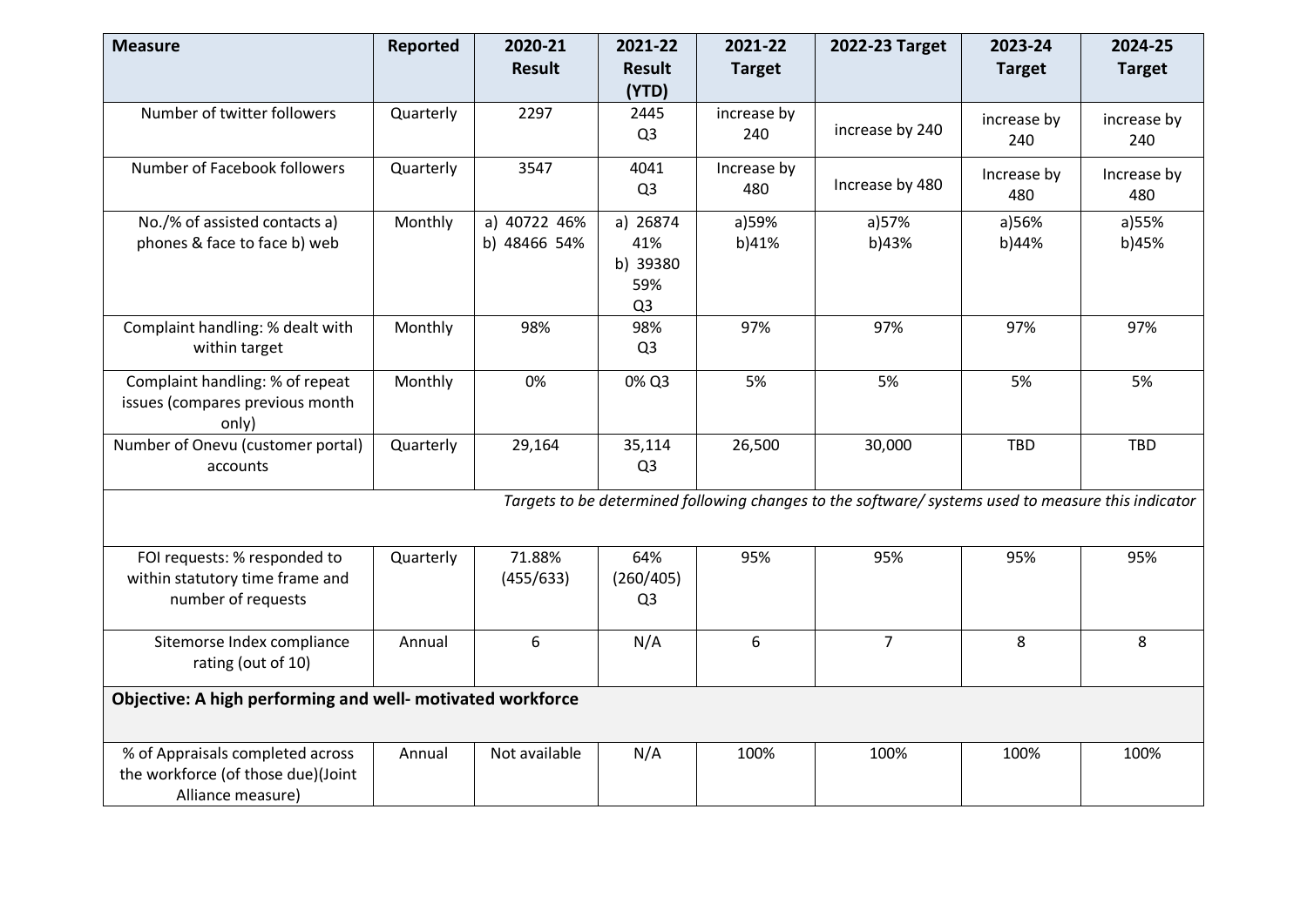| Measure | Reported | 2020-21 Result | 2021-22 Result (YTD) | 2021-22 Target | 2022-23 Target | 2023-24 Target | 2024-25 Target |
|---|---|---|---|---|---|---|---|
| Number of twitter followers | Quarterly | 2297 | 2445 Q3 | increase by 240 | increase by 240 | increase by 240 | increase by 240 |
| Number of Facebook followers | Quarterly | 3547 | 4041 Q3 | Increase by 480 | Increase by 480 | Increase by 480 | Increase by 480 |
| No./% of assisted contacts a) phones & face to face b) web | Monthly | a) 40722 46% b) 48466 54% | a) 26874 41% b) 39380 59% Q3 | a)59% b)41% | a)57% b)43% | a)56% b)44% | a)55% b)45% |
| Complaint handling: % dealt with within target | Monthly | 98% | 98% Q3 | 97% | 97% | 97% | 97% |
| Complaint handling: % of repeat issues (compares previous month only) | Monthly | 0% | 0% Q3 | 5% | 5% | 5% | 5% |
| Number of Onevu (customer portal) accounts | Quarterly | 29,164 | 35,114 Q3 | 26,500 | 30,000 | TBD | TBD |
| *Targets to be determined following changes to the software/ systems used to measure this indicator* | | | | | | | |
| FOI requests: % responded to within statutory time frame and number of requests | Quarterly | 71.88% (455/633) | 64% (260/405) Q3 | 95% | 95% | 95% | 95% |
| Sitemorse Index compliance rating (out of 10) | Annual | 6 | N/A | 6 | 7 | 8 | 8 |
| **Objective: A high performing and well- motivated workforce** | | | | | | | |
| % of Appraisals completed across the workforce (of those due)(Joint Alliance measure) | Annual | Not available | N/A | 100% | 100% | 100% | 100% |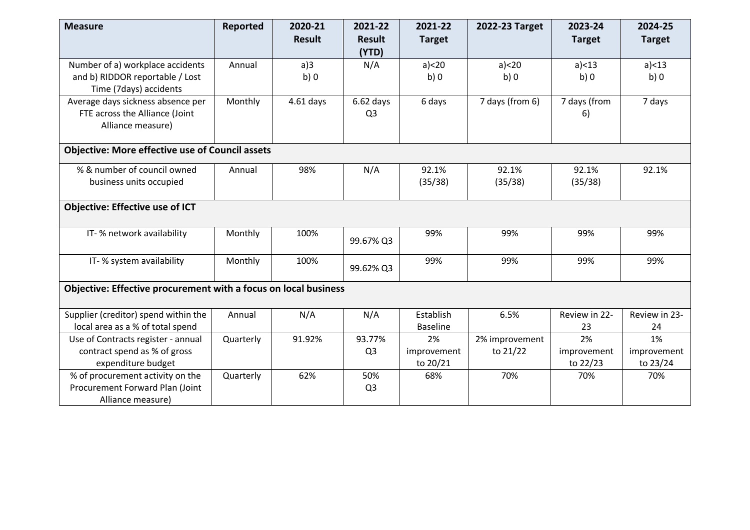| Measure | Reported | 2020-21 Result | 2021-22 Result (YTD) | 2021-22 Target | 2022-23 Target | 2023-24 Target | 2024-25 Target |
|---|---|---|---|---|---|---|---|
| Number of a) workplace accidents and b) RIDDOR reportable / Lost Time (7days) accidents | Annual | a)3 b) 0 | N/A | a)<20 b) 0 | a)<20 b) 0 | a)<13 b) 0 | a)<13 b) 0 |
| Average days sickness absence per FTE across the Alliance (Joint Alliance measure) | Monthly | 4.61 days | 6.62 days Q3 | 6 days | 7 days (from 6) | 7 days (from 6) | 7 days |
| **Objective: More effective use of Council assets** | | | | | | | |
| % & number of council owned business units occupied | Annual | 98% | N/A | 92.1% (35/38) | 92.1% (35/38) | 92.1% (35/38) | 92.1% |
| **Objective: Effective use of ICT** | | | | | | | |
| IT- % network availability | Monthly | 100% | 99.67% Q3 | 99% | 99% | 99% | 99% |
| IT- % system availability | Monthly | 100% | 99.62% Q3 | 99% | 99% | 99% | 99% |
| **Objective: Effective procurement with a focus on local business** | | | | | | | |
| Supplier (creditor) spend within the local area as a % of total spend | Annual | N/A | N/A | Establish Baseline | 6.5% | Review in 22-23 | Review in 23-24 |
| Use of Contracts register - annual contract spend as % of gross expenditure budget | Quarterly | 91.92% | 93.77% Q3 | 2% improvement to 20/21 | 2% improvement to 21/22 | 2% improvement to 22/23 | 1% improvement to 23/24 |
| % of procurement activity on the Procurement Forward Plan (Joint Alliance measure) | Quarterly | 62% | 50% Q3 | 68% | 70% | 70% | 70% |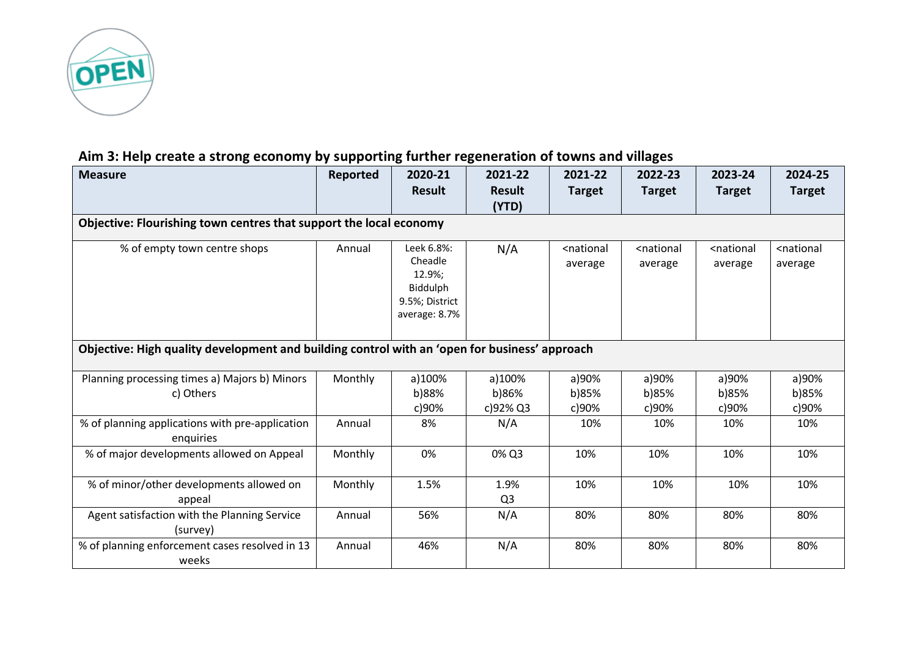## Aim 3: Help create a strong economy by supporting further regeneration of towns and villages

| Measure | Reported | 2020-21 Result | 2021-22 Result (YTD) | 2021-22 Target | 2022-23 Target | 2023-24 Target | 2024-25 Target |
|---|---|---|---|---|---|---|---|
| **Objective: Flourishing town centres that support the local economy** | | | | | | | |
| % of empty town centre shops | Annual | Leek 6.8%: Cheadle 12.9%; Biddulph 9.5%; District average: 8.7% | N/A | <national average | <national average | <national average | <national average |
| **Objective: High quality development and building control with an 'open for business' approach** | | | | | | | |
| Planning processing times a) Majors b) Minors c) Others | Monthly | a)100% b)88% c)90% | a)100% b)86% c)92% Q3 | a)90% b)85% c)90% | a)90% b)85% c)90% | a)90% b)85% c)90% | a)90% b)85% c)90% |
| % of planning applications with pre-application enquiries | Annual | 8% | N/A | 10% | 10% | 10% | 10% |
| % of major developments allowed on Appeal | Monthly | 0% | 0% Q3 | 10% | 10% | 10% | 10% |
| % of minor/other developments allowed on appeal | Monthly | 1.5% | 1.9% Q3 | 10% | 10% | 10% | 10% |
| Agent satisfaction with the Planning Service (survey) | Annual | 56% | N/A | 80% | 80% | 80% | 80% |
| % of planning enforcement cases resolved in 13 weeks | Annual | 46% | N/A | 80% | 80% | 80% | 80% |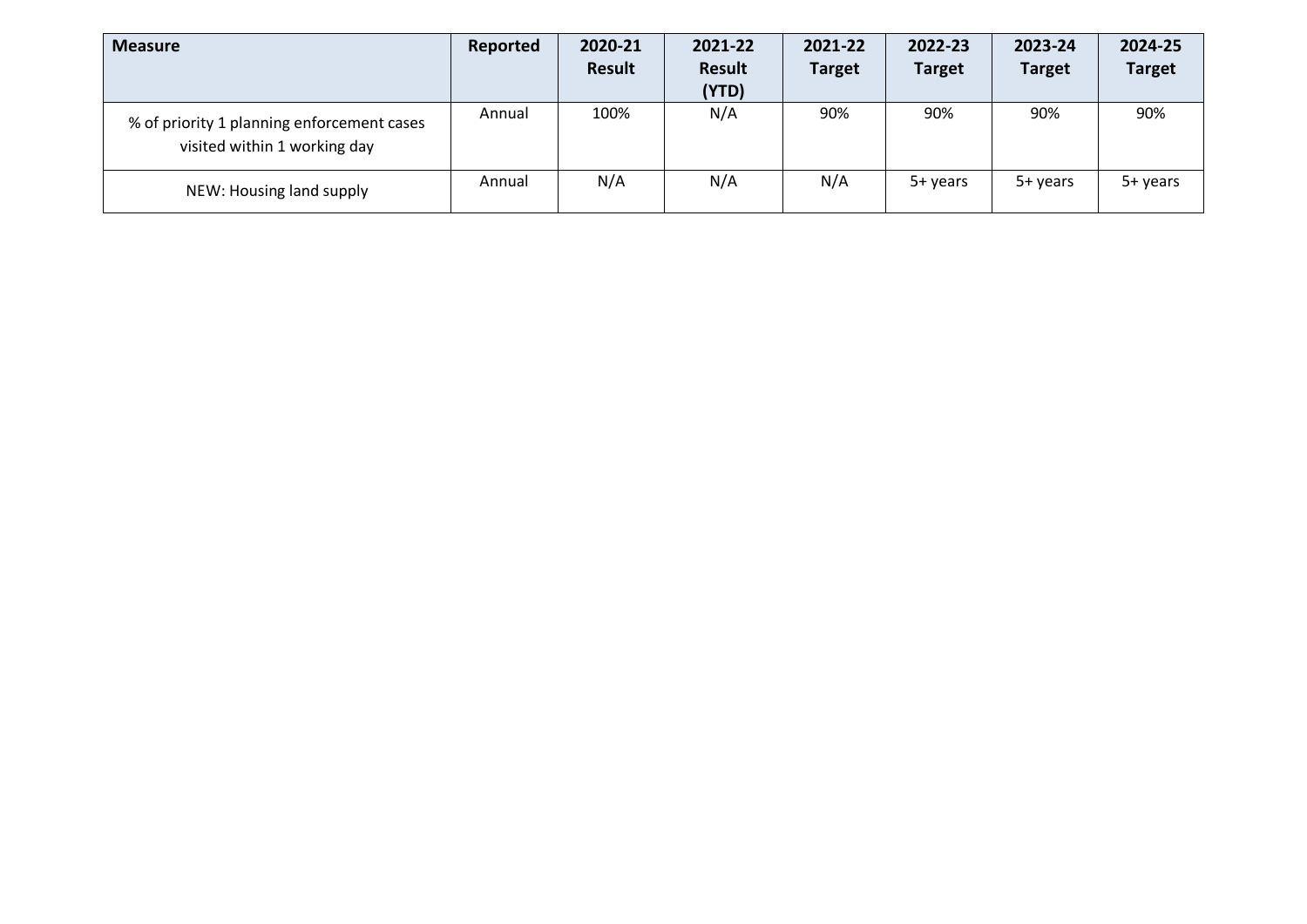| Measure | Reported | 2020-21 Result | 2021-22 Result (YTD) | 2021-22 Target | 2022-23 Target | 2023-24 Target | 2024-25 Target |
|---|---|---|---|---|---|---|---|
| % of priority 1 planning enforcement cases visited within 1 working day | Annual | 100% | N/A | 90% | 90% | 90% | 90% |
| NEW: Housing land supply | Annual | N/A | N/A | N/A | 5+ years | 5+ years | 5+ years |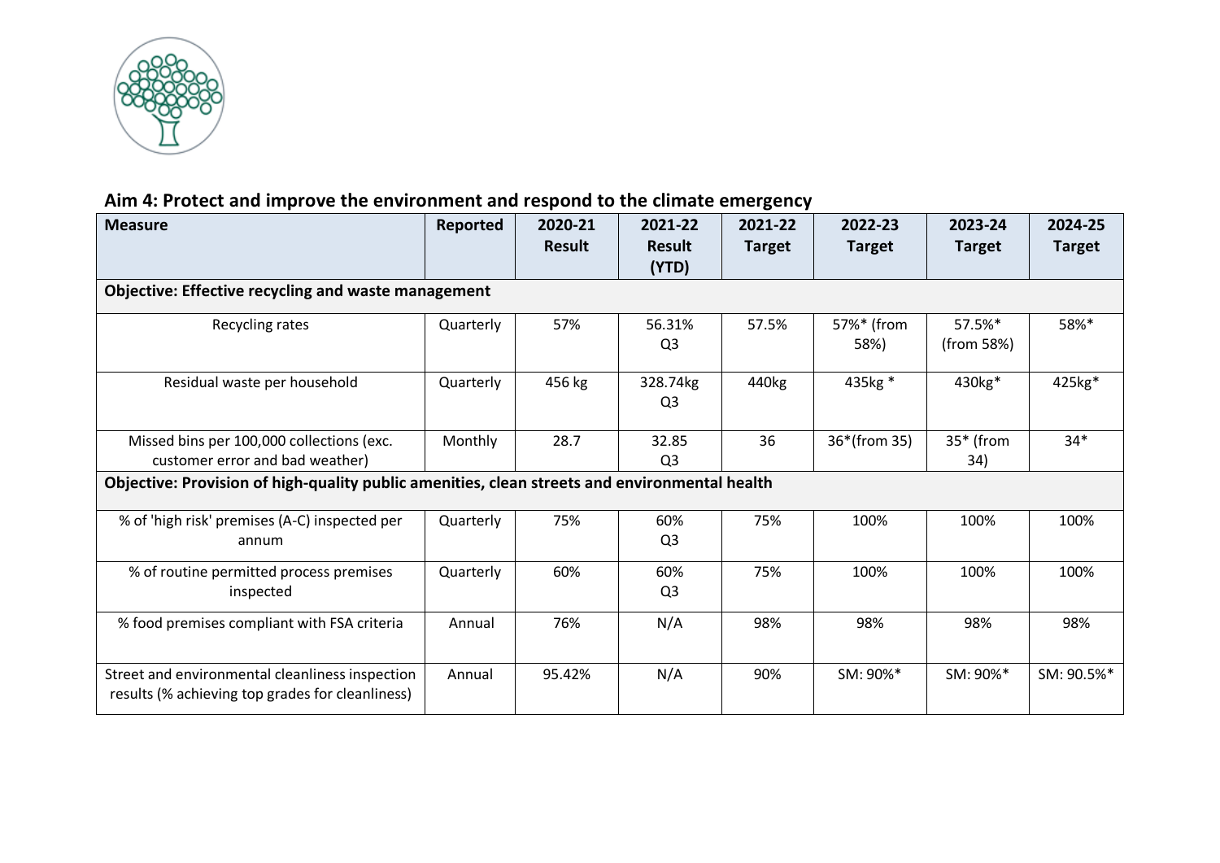## Aim 4: Protect and improve the environment and respond to the climate emergency

| Measure | Reported | 2020-21 Result | 2021-22 Result (YTD) | 2021-22 Target | 2022-23 Target | 2023-24 Target | 2024-25 Target |
|---|---|---|---|---|---|---|---|
| **Objective: Effective recycling and waste management** | | | | | | | |
| Recycling rates | Quarterly | 57% | 56.31% Q3 | 57.5% | 57%* (from 58%) | 57.5%* (from 58%) | 58%* |
| Residual waste per household | Quarterly | 456 kg | 328.74kg Q3 | 440kg | 435kg * | 430kg* | 425kg* |
| Missed bins per 100,000 collections (exc. customer error and bad weather) | Monthly | 28.7 | 32.85 Q3 | 36 | 36*(from 35) | 35* (from 34) | 34* |
| **Objective: Provision of high-quality public amenities, clean streets and environmental health** | | | | | | | |
| % of 'high risk' premises (A-C) inspected per annum | Quarterly | 75% | 60% Q3 | 75% | 100% | 100% | 100% |
| % of routine permitted process premises inspected | Quarterly | 60% | 60% Q3 | 75% | 100% | 100% | 100% |
| % food premises compliant with FSA criteria | Annual | 76% | N/A | 98% | 98% | 98% | 98% |
| Street and environmental cleanliness inspection results (% achieving top grades for cleanliness) | Annual | 95.42% | N/A | 90% | SM: 90%* | SM: 90%* | SM: 90.5%* |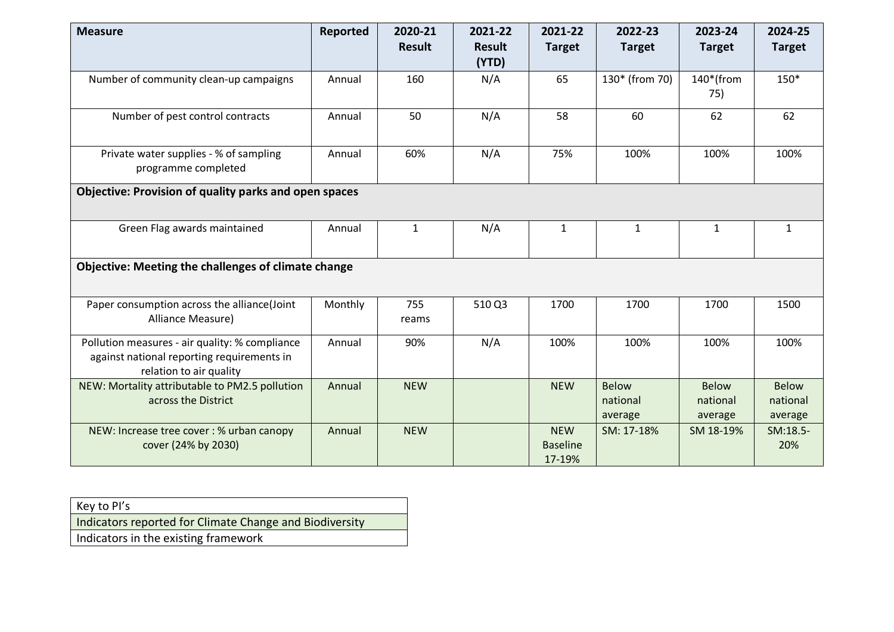| Measure | Reported | 2020-21 Result | 2021-22 Result (YTD) | 2021-22 Target | 2022-23 Target | 2023-24 Target | 2024-25 Target |
|---|---|---|---|---|---|---|---|
| Number of community clean-up campaigns | Annual | 160 | N/A | 65 | 130* (from 70) | 140*(from 75) | 150* |
| Number of pest control contracts | Annual | 50 | N/A | 58 | 60 | 62 | 62 |
| Private water supplies - % of sampling programme completed | Annual | 60% | N/A | 75% | 100% | 100% | 100% |
| **Objective: Provision of quality parks and open spaces** | | | | | | | |
| Green Flag awards maintained | Annual | 1 | N/A | 1 | 1 | 1 | 1 |
| **Objective: Meeting the challenges of climate change** | | | | | | | |
| Paper consumption across the alliance(Joint Alliance Measure) | Monthly | 755 reams | 510 Q3 | 1700 | 1700 | 1700 | 1500 |
| Pollution measures - air quality: % compliance against national reporting requirements in relation to air quality | Annual | 90% | N/A | 100% | 100% | 100% | 100% |
| NEW: Mortality attributable to PM2.5 pollution across the District | Annual | NEW | | NEW | Below national average | Below national average | Below national average |
| NEW: Increase tree cover : % urban canopy cover (24% by 2030) | Annual | NEW | | NEW Baseline 17-19% | SM: 17-18% | SM 18-19% | SM:18.5-20% |

| Key to PI's |
|---|
| Indicators reported for Climate Change and Biodiversity |
| Indicators in the existing framework |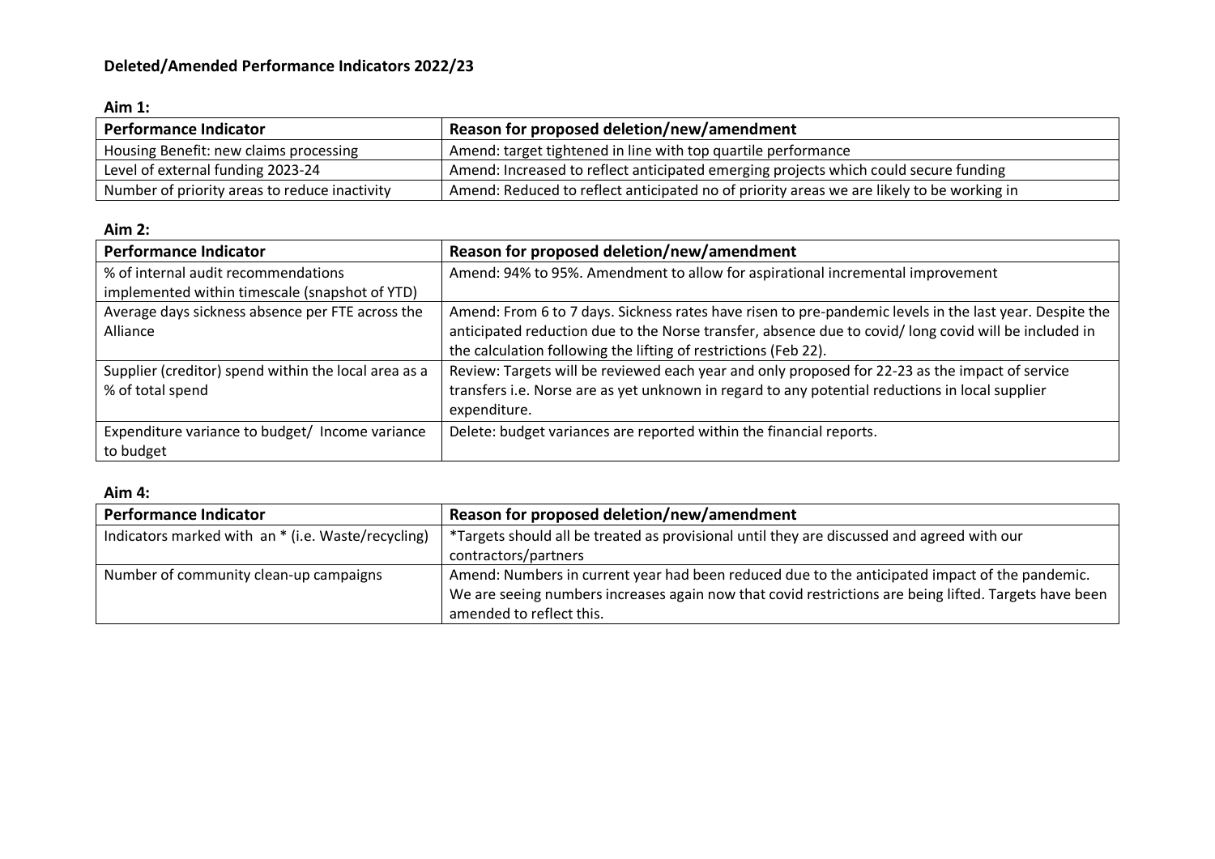# Deleted/Amended Performance Indicators 2022/23

**Aim 1:**

| Performance Indicator | Reason for proposed deletion/new/amendment |
|---|---|
| Housing Benefit: new claims processing | Amend: target tightened in line with top quartile performance |
| Level of external funding 2023-24 | Amend: Increased to reflect anticipated emerging projects which could secure funding |
| Number of priority areas to reduce inactivity | Amend: Reduced to reflect anticipated no of priority areas we are likely to be working in |

**Aim 2:**

| Performance Indicator | Reason for proposed deletion/new/amendment |
|---|---|
| % of internal audit recommendations implemented within timescale (snapshot of YTD) | Amend: 94% to 95%. Amendment to allow for aspirational incremental improvement |
| Average days sickness absence per FTE across the Alliance | Amend: From 6 to 7 days. Sickness rates have risen to pre-pandemic levels in the last year. Despite the anticipated reduction due to the Norse transfer, absence due to covid/ long covid will be included in the calculation following the lifting of restrictions (Feb 22). |
| Supplier (creditor) spend within the local area as a % of total spend | Review: Targets will be reviewed each year and only proposed for 22-23 as the impact of service transfers i.e. Norse are as yet unknown in regard to any potential reductions in local supplier expenditure. |
| Expenditure variance to budget/ Income variance to budget | Delete: budget variances are reported within the financial reports. |

**Aim 4:**

| Performance Indicator | Reason for proposed deletion/new/amendment |
|---|---|
| Indicators marked with an * (i.e. Waste/recycling) | *Targets should all be treated as provisional until they are discussed and agreed with our contractors/partners |
| Number of community clean-up campaigns | Amend: Numbers in current year had been reduced due to the anticipated impact of the pandemic. We are seeing numbers increases again now that covid restrictions are being lifted. Targets have been amended to reflect this. |